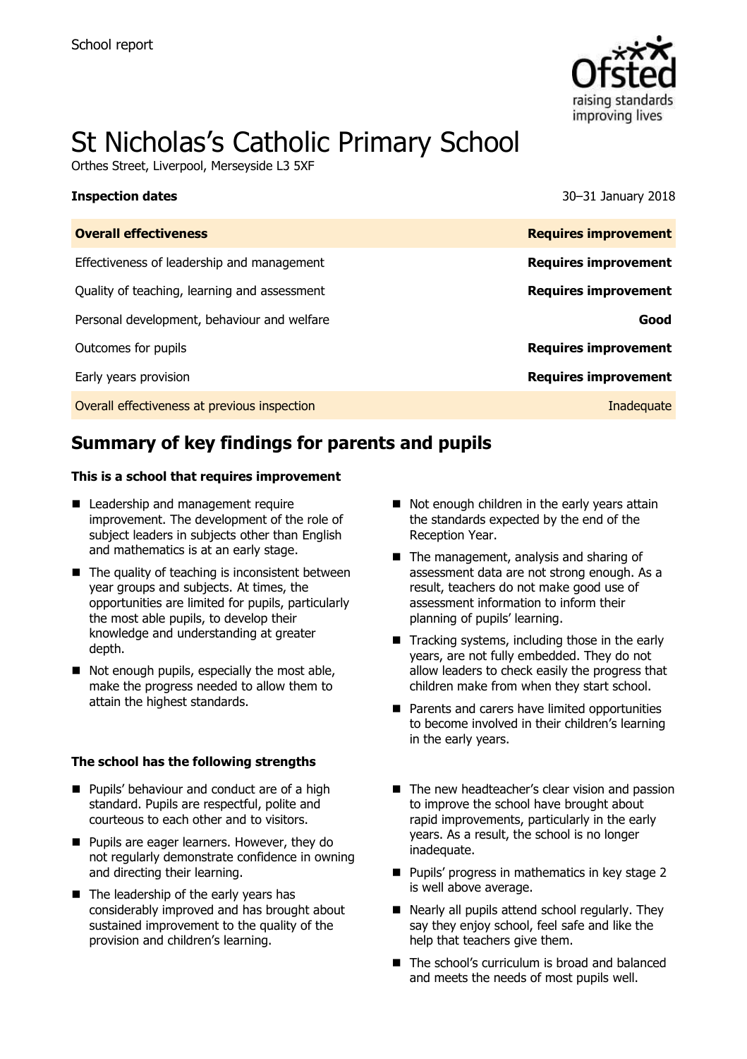School report

# St Nicholas's Catholic Primary School

Orthes Street, Liverpool, Merseyside L3 5XF

| **Inspection dates** | 30–31 January 2018 |
| --- | --- |
| **Overall effectiveness** | **Requires improvement** |
| Effectiveness of leadership and management | **Requires improvement** |
| Quality of teaching, learning and assessment | **Requires improvement** |
| Personal development, behaviour and welfare | **Good** |
| Outcomes for pupils | **Requires improvement** |
| Early years provision | **Requires improvement** |
| Overall effectiveness at previous inspection | Inadequate |

## Summary of key findings for parents and pupils

**This is a school that requires improvement**

- Leadership and management require improvement. The development of the role of subject leaders in subjects other than English and mathematics is at an early stage.
- The quality of teaching is inconsistent between year groups and subjects. At times, the opportunities are limited for pupils, particularly the most able pupils, to develop their knowledge and understanding at greater depth.
- Not enough pupils, especially the most able, make the progress needed to allow them to attain the highest standards.
- Not enough children in the early years attain the standards expected by the end of the Reception Year.
- The management, analysis and sharing of assessment data are not strong enough. As a result, teachers do not make good use of assessment information to inform their planning of pupils' learning.
- Tracking systems, including those in the early years, are not fully embedded. They do not allow leaders to check easily the progress that children make from when they start school.
- Parents and carers have limited opportunities to become involved in their children's learning in the early years.

**The school has the following strengths**

- Pupils' behaviour and conduct are of a high standard. Pupils are respectful, polite and courteous to each other and to visitors.
- Pupils are eager learners. However, they do not regularly demonstrate confidence in owning and directing their learning.
- The leadership of the early years has considerably improved and has brought about sustained improvement to the quality of the provision and children's learning.
- The new headteacher's clear vision and passion to improve the school have brought about rapid improvements, particularly in the early years. As a result, the school is no longer inadequate.
- Pupils' progress in mathematics in key stage 2 is well above average.
- Nearly all pupils attend school regularly. They say they enjoy school, feel safe and like the help that teachers give them.
- The school's curriculum is broad and balanced and meets the needs of most pupils well.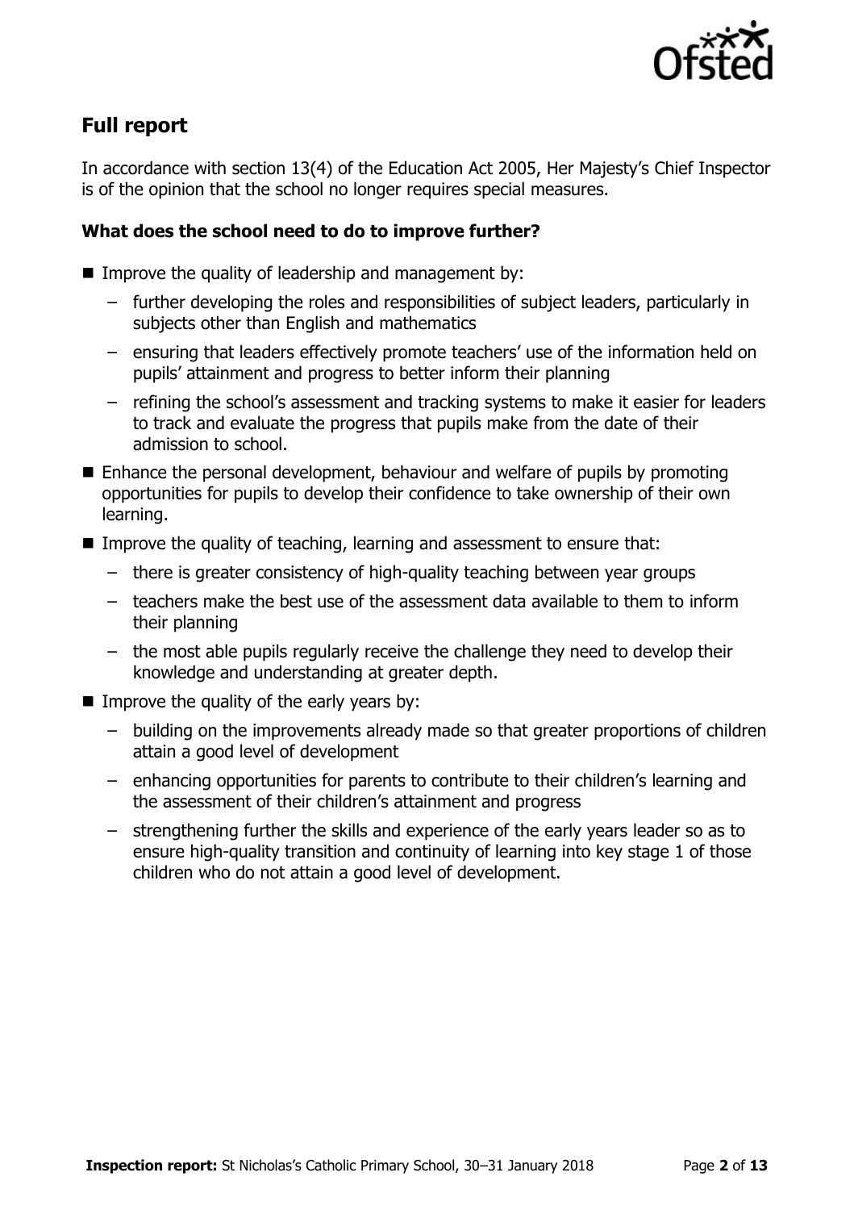## Full report

In accordance with section 13(4) of the Education Act 2005, Her Majesty's Chief Inspector is of the opinion that the school no longer requires special measures.

### What does the school need to do to improve further?

- Improve the quality of leadership and management by:
  - further developing the roles and responsibilities of subject leaders, particularly in subjects other than English and mathematics
  - ensuring that leaders effectively promote teachers' use of the information held on pupils' attainment and progress to better inform their planning
  - refining the school's assessment and tracking systems to make it easier for leaders to track and evaluate the progress that pupils make from the date of their admission to school.
- Enhance the personal development, behaviour and welfare of pupils by promoting opportunities for pupils to develop their confidence to take ownership of their own learning.
- Improve the quality of teaching, learning and assessment to ensure that:
  - there is greater consistency of high-quality teaching between year groups
  - teachers make the best use of the assessment data available to them to inform their planning
  - the most able pupils regularly receive the challenge they need to develop their knowledge and understanding at greater depth.
- Improve the quality of the early years by:
  - building on the improvements already made so that greater proportions of children attain a good level of development
  - enhancing opportunities for parents to contribute to their children's learning and the assessment of their children's attainment and progress
  - strengthening further the skills and experience of the early years leader so as to ensure high-quality transition and continuity of learning into key stage 1 of those children who do not attain a good level of development.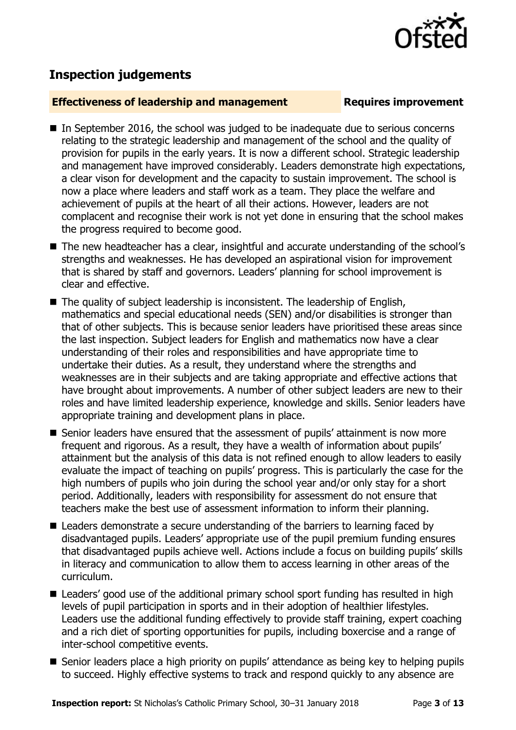## Inspection judgements

**Effectiveness of leadership and management** **Requires improvement**

- In September 2016, the school was judged to be inadequate due to serious concerns relating to the strategic leadership and management of the school and the quality of provision for pupils in the early years. It is now a different school. Strategic leadership and management have improved considerably. Leaders demonstrate high expectations, a clear vison for development and the capacity to sustain improvement. The school is now a place where leaders and staff work as a team. They place the welfare and achievement of pupils at the heart of all their actions. However, leaders are not complacent and recognise their work is not yet done in ensuring that the school makes the progress required to become good.
- The new headteacher has a clear, insightful and accurate understanding of the school's strengths and weaknesses. He has developed an aspirational vision for improvement that is shared by staff and governors. Leaders' planning for school improvement is clear and effective.
- The quality of subject leadership is inconsistent. The leadership of English, mathematics and special educational needs (SEN) and/or disabilities is stronger than that of other subjects. This is because senior leaders have prioritised these areas since the last inspection. Subject leaders for English and mathematics now have a clear understanding of their roles and responsibilities and have appropriate time to undertake their duties. As a result, they understand where the strengths and weaknesses are in their subjects and are taking appropriate and effective actions that have brought about improvements. A number of other subject leaders are new to their roles and have limited leadership experience, knowledge and skills. Senior leaders have appropriate training and development plans in place.
- Senior leaders have ensured that the assessment of pupils' attainment is now more frequent and rigorous. As a result, they have a wealth of information about pupils' attainment but the analysis of this data is not refined enough to allow leaders to easily evaluate the impact of teaching on pupils' progress. This is particularly the case for the high numbers of pupils who join during the school year and/or only stay for a short period. Additionally, leaders with responsibility for assessment do not ensure that teachers make the best use of assessment information to inform their planning.
- Leaders demonstrate a secure understanding of the barriers to learning faced by disadvantaged pupils. Leaders' appropriate use of the pupil premium funding ensures that disadvantaged pupils achieve well. Actions include a focus on building pupils' skills in literacy and communication to allow them to access learning in other areas of the curriculum.
- Leaders' good use of the additional primary school sport funding has resulted in high levels of pupil participation in sports and in their adoption of healthier lifestyles. Leaders use the additional funding effectively to provide staff training, expert coaching and a rich diet of sporting opportunities for pupils, including boxercise and a range of inter-school competitive events.
- Senior leaders place a high priority on pupils' attendance as being key to helping pupils to succeed. Highly effective systems to track and respond quickly to any absence are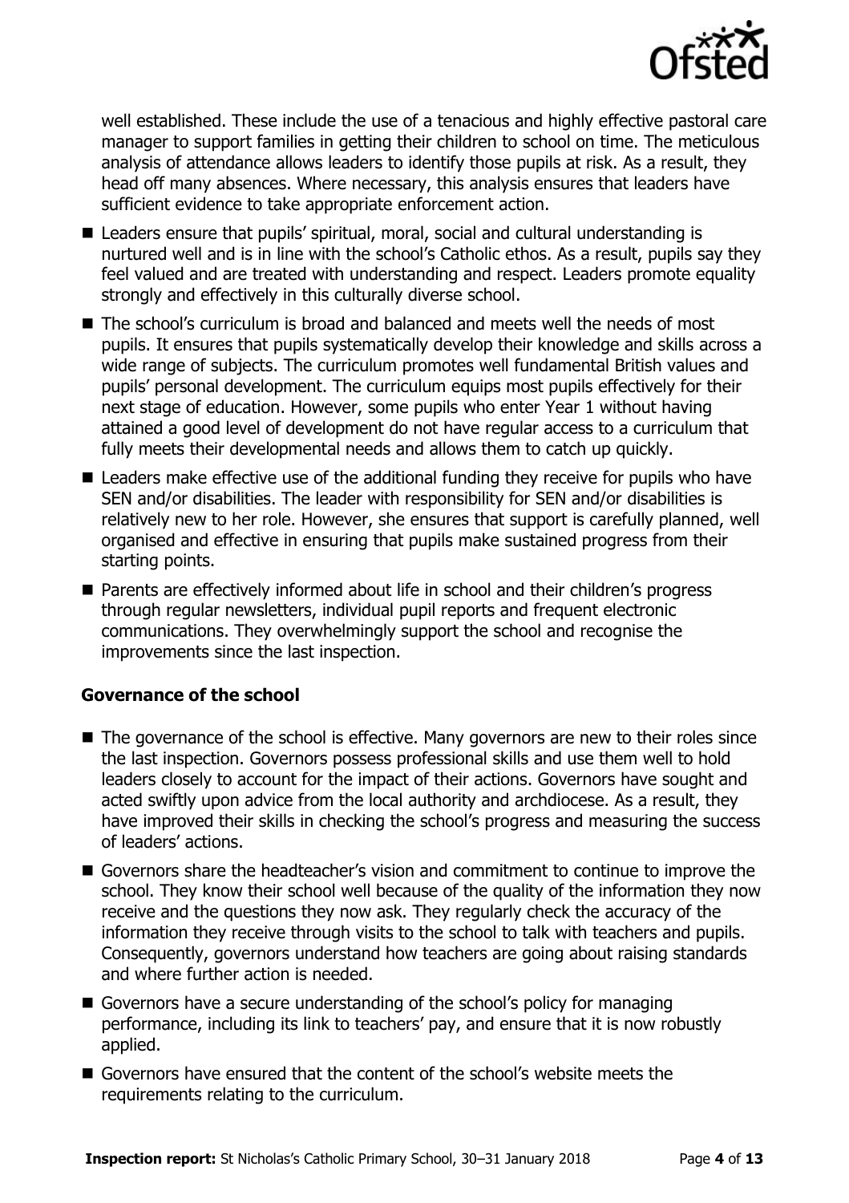well established. These include the use of a tenacious and highly effective pastoral care manager to support families in getting their children to school on time. The meticulous analysis of attendance allows leaders to identify those pupils at risk. As a result, they head off many absences. Where necessary, this analysis ensures that leaders have sufficient evidence to take appropriate enforcement action.

- Leaders ensure that pupils' spiritual, moral, social and cultural understanding is nurtured well and is in line with the school's Catholic ethos. As a result, pupils say they feel valued and are treated with understanding and respect. Leaders promote equality strongly and effectively in this culturally diverse school.
- The school's curriculum is broad and balanced and meets well the needs of most pupils. It ensures that pupils systematically develop their knowledge and skills across a wide range of subjects. The curriculum promotes well fundamental British values and pupils' personal development. The curriculum equips most pupils effectively for their next stage of education. However, some pupils who enter Year 1 without having attained a good level of development do not have regular access to a curriculum that fully meets their developmental needs and allows them to catch up quickly.
- Leaders make effective use of the additional funding they receive for pupils who have SEN and/or disabilities. The leader with responsibility for SEN and/or disabilities is relatively new to her role. However, she ensures that support is carefully planned, well organised and effective in ensuring that pupils make sustained progress from their starting points.
- Parents are effectively informed about life in school and their children's progress through regular newsletters, individual pupil reports and frequent electronic communications. They overwhelmingly support the school and recognise the improvements since the last inspection.

### Governance of the school

- The governance of the school is effective. Many governors are new to their roles since the last inspection. Governors possess professional skills and use them well to hold leaders closely to account for the impact of their actions. Governors have sought and acted swiftly upon advice from the local authority and archdiocese. As a result, they have improved their skills in checking the school's progress and measuring the success of leaders' actions.
- Governors share the headteacher's vision and commitment to continue to improve the school. They know their school well because of the quality of the information they now receive and the questions they now ask. They regularly check the accuracy of the information they receive through visits to the school to talk with teachers and pupils. Consequently, governors understand how teachers are going about raising standards and where further action is needed.
- Governors have a secure understanding of the school's policy for managing performance, including its link to teachers' pay, and ensure that it is now robustly applied.
- Governors have ensured that the content of the school's website meets the requirements relating to the curriculum.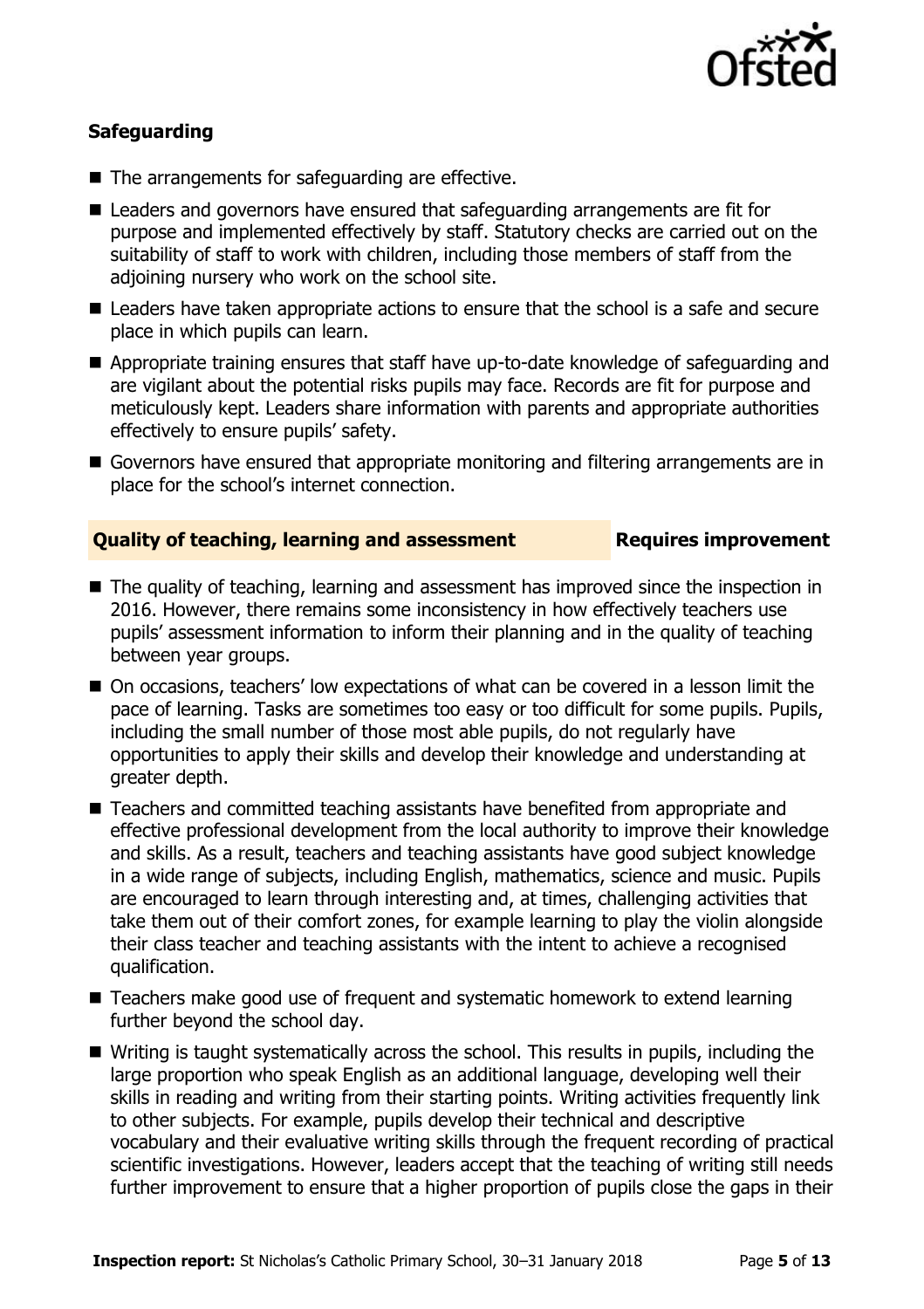### Safeguarding

- The arrangements for safeguarding are effective.
- Leaders and governors have ensured that safeguarding arrangements are fit for purpose and implemented effectively by staff. Statutory checks are carried out on the suitability of staff to work with children, including those members of staff from the adjoining nursery who work on the school site.
- Leaders have taken appropriate actions to ensure that the school is a safe and secure place in which pupils can learn.
- Appropriate training ensures that staff have up-to-date knowledge of safeguarding and are vigilant about the potential risks pupils may face. Records are fit for purpose and meticulously kept. Leaders share information with parents and appropriate authorities effectively to ensure pupils' safety.
- Governors have ensured that appropriate monitoring and filtering arrangements are in place for the school's internet connection.

### Quality of teaching, learning and assessment — Requires improvement

- The quality of teaching, learning and assessment has improved since the inspection in 2016. However, there remains some inconsistency in how effectively teachers use pupils' assessment information to inform their planning and in the quality of teaching between year groups.
- On occasions, teachers' low expectations of what can be covered in a lesson limit the pace of learning. Tasks are sometimes too easy or too difficult for some pupils. Pupils, including the small number of those most able pupils, do not regularly have opportunities to apply their skills and develop their knowledge and understanding at greater depth.
- Teachers and committed teaching assistants have benefited from appropriate and effective professional development from the local authority to improve their knowledge and skills. As a result, teachers and teaching assistants have good subject knowledge in a wide range of subjects, including English, mathematics, science and music. Pupils are encouraged to learn through interesting and, at times, challenging activities that take them out of their comfort zones, for example learning to play the violin alongside their class teacher and teaching assistants with the intent to achieve a recognised qualification.
- Teachers make good use of frequent and systematic homework to extend learning further beyond the school day.
- Writing is taught systematically across the school. This results in pupils, including the large proportion who speak English as an additional language, developing well their skills in reading and writing from their starting points. Writing activities frequently link to other subjects. For example, pupils develop their technical and descriptive vocabulary and their evaluative writing skills through the frequent recording of practical scientific investigations. However, leaders accept that the teaching of writing still needs further improvement to ensure that a higher proportion of pupils close the gaps in their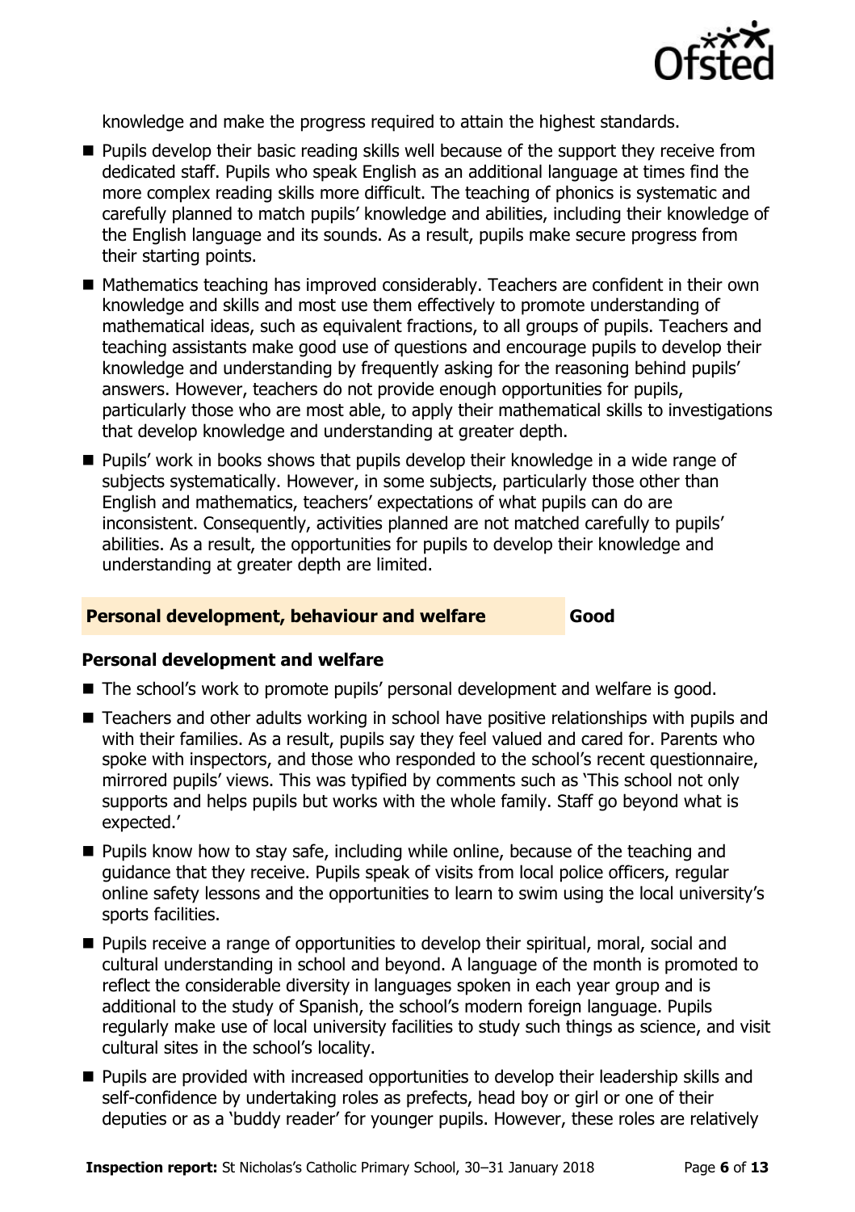knowledge and make the progress required to attain the highest standards.

- Pupils develop their basic reading skills well because of the support they receive from dedicated staff. Pupils who speak English as an additional language at times find the more complex reading skills more difficult. The teaching of phonics is systematic and carefully planned to match pupils' knowledge and abilities, including their knowledge of the English language and its sounds. As a result, pupils make secure progress from their starting points.
- Mathematics teaching has improved considerably. Teachers are confident in their own knowledge and skills and most use them effectively to promote understanding of mathematical ideas, such as equivalent fractions, to all groups of pupils. Teachers and teaching assistants make good use of questions and encourage pupils to develop their knowledge and understanding by frequently asking for the reasoning behind pupils' answers. However, teachers do not provide enough opportunities for pupils, particularly those who are most able, to apply their mathematical skills to investigations that develop knowledge and understanding at greater depth.
- Pupils' work in books shows that pupils develop their knowledge in a wide range of subjects systematically. However, in some subjects, particularly those other than English and mathematics, teachers' expectations of what pupils can do are inconsistent. Consequently, activities planned are not matched carefully to pupils' abilities. As a result, the opportunities for pupils to develop their knowledge and understanding at greater depth are limited.

## Personal development, behaviour and welfare — Good

### Personal development and welfare

- The school's work to promote pupils' personal development and welfare is good.
- Teachers and other adults working in school have positive relationships with pupils and with their families. As a result, pupils say they feel valued and cared for. Parents who spoke with inspectors, and those who responded to the school's recent questionnaire, mirrored pupils' views. This was typified by comments such as 'This school not only supports and helps pupils but works with the whole family. Staff go beyond what is expected.'
- Pupils know how to stay safe, including while online, because of the teaching and guidance that they receive. Pupils speak of visits from local police officers, regular online safety lessons and the opportunities to learn to swim using the local university's sports facilities.
- Pupils receive a range of opportunities to develop their spiritual, moral, social and cultural understanding in school and beyond. A language of the month is promoted to reflect the considerable diversity in languages spoken in each year group and is additional to the study of Spanish, the school's modern foreign language. Pupils regularly make use of local university facilities to study such things as science, and visit cultural sites in the school's locality.
- Pupils are provided with increased opportunities to develop their leadership skills and self-confidence by undertaking roles as prefects, head boy or girl or one of their deputies or as a 'buddy reader' for younger pupils. However, these roles are relatively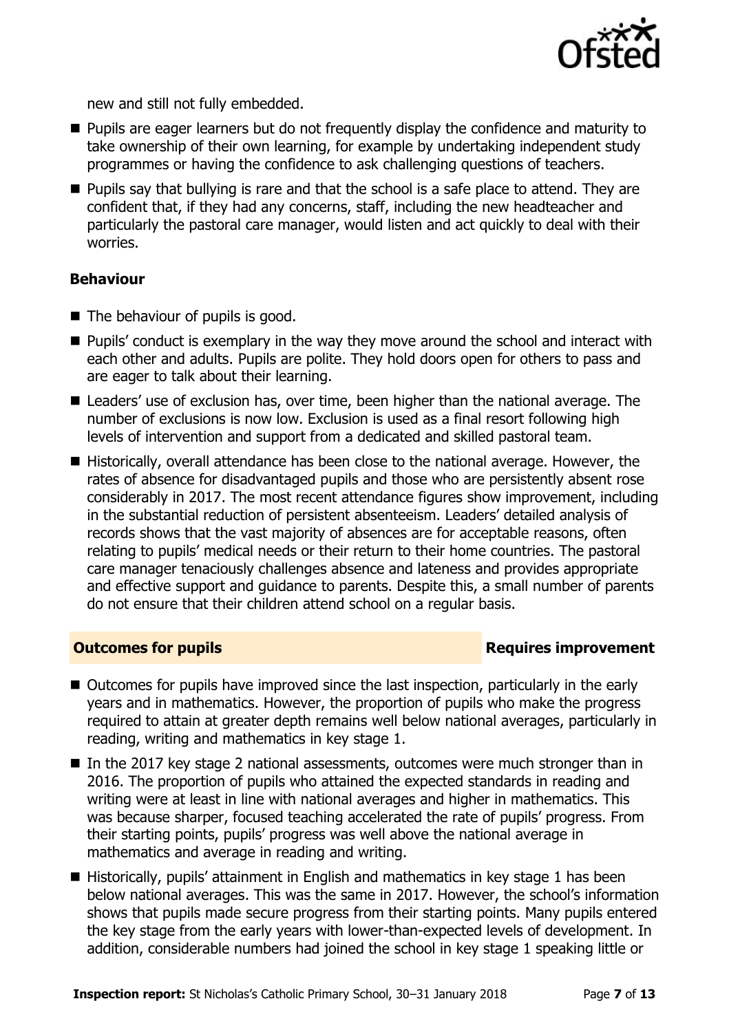new and still not fully embedded.

- Pupils are eager learners but do not frequently display the confidence and maturity to take ownership of their own learning, for example by undertaking independent study programmes or having the confidence to ask challenging questions of teachers.
- Pupils say that bullying is rare and that the school is a safe place to attend. They are confident that, if they had any concerns, staff, including the new headteacher and particularly the pastoral care manager, would listen and act quickly to deal with their worries.

### Behaviour

- The behaviour of pupils is good.
- Pupils' conduct is exemplary in the way they move around the school and interact with each other and adults. Pupils are polite. They hold doors open for others to pass and are eager to talk about their learning.
- Leaders' use of exclusion has, over time, been higher than the national average. The number of exclusions is now low. Exclusion is used as a final resort following high levels of intervention and support from a dedicated and skilled pastoral team.
- Historically, overall attendance has been close to the national average. However, the rates of absence for disadvantaged pupils and those who are persistently absent rose considerably in 2017. The most recent attendance figures show improvement, including in the substantial reduction of persistent absenteeism. Leaders' detailed analysis of records shows that the vast majority of absences are for acceptable reasons, often relating to pupils' medical needs or their return to their home countries. The pastoral care manager tenaciously challenges absence and lateness and provides appropriate and effective support and guidance to parents. Despite this, a small number of parents do not ensure that their children attend school on a regular basis.

## Outcomes for pupils — Requires improvement

- Outcomes for pupils have improved since the last inspection, particularly in the early years and in mathematics. However, the proportion of pupils who make the progress required to attain at greater depth remains well below national averages, particularly in reading, writing and mathematics in key stage 1.
- In the 2017 key stage 2 national assessments, outcomes were much stronger than in 2016. The proportion of pupils who attained the expected standards in reading and writing were at least in line with national averages and higher in mathematics. This was because sharper, focused teaching accelerated the rate of pupils' progress. From their starting points, pupils' progress was well above the national average in mathematics and average in reading and writing.
- Historically, pupils' attainment in English and mathematics in key stage 1 has been below national averages. This was the same in 2017. However, the school's information shows that pupils made secure progress from their starting points. Many pupils entered the key stage from the early years with lower-than-expected levels of development. In addition, considerable numbers had joined the school in key stage 1 speaking little or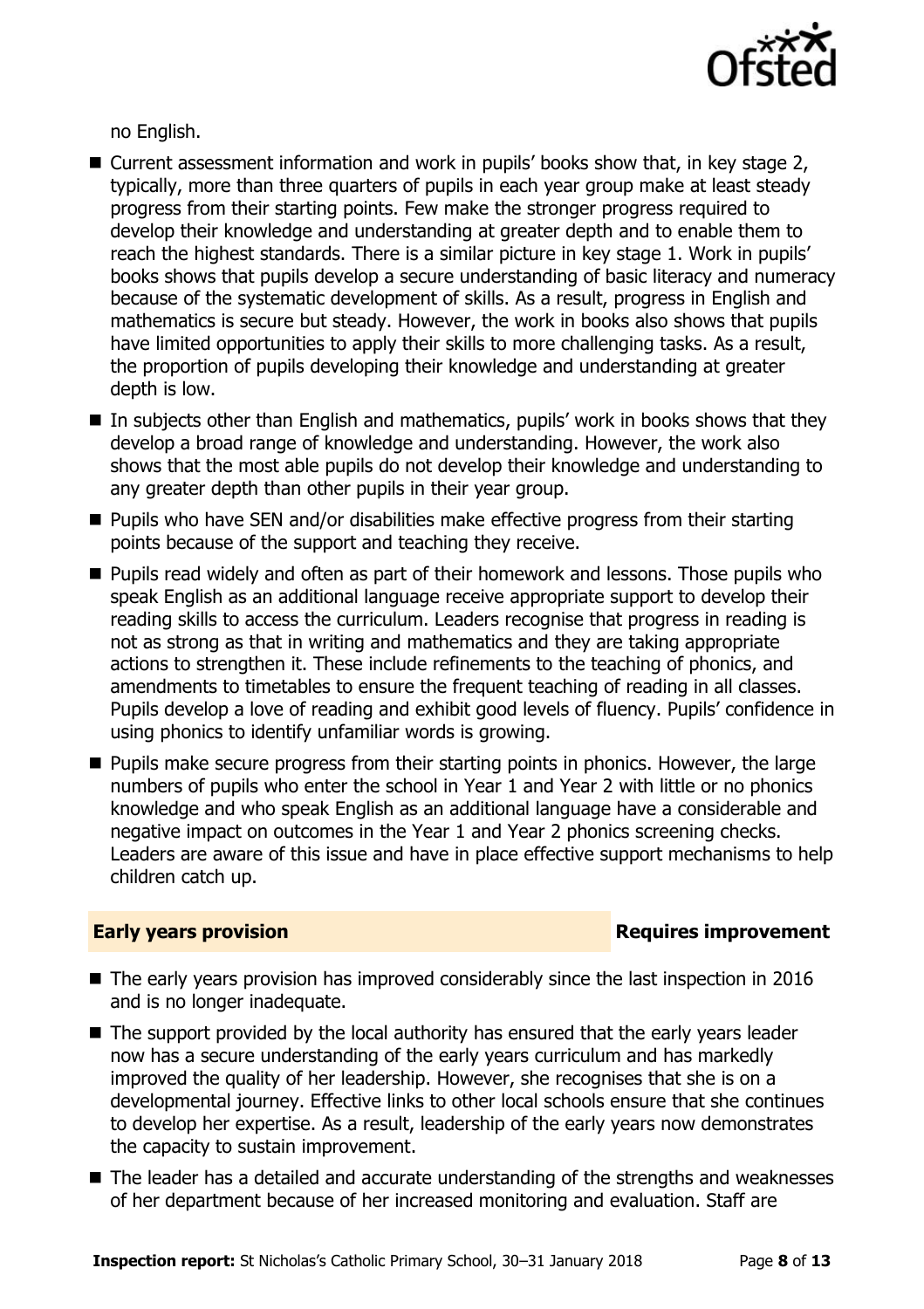no English.

- Current assessment information and work in pupils' books show that, in key stage 2, typically, more than three quarters of pupils in each year group make at least steady progress from their starting points. Few make the stronger progress required to develop their knowledge and understanding at greater depth and to enable them to reach the highest standards. There is a similar picture in key stage 1. Work in pupils' books shows that pupils develop a secure understanding of basic literacy and numeracy because of the systematic development of skills. As a result, progress in English and mathematics is secure but steady. However, the work in books also shows that pupils have limited opportunities to apply their skills to more challenging tasks. As a result, the proportion of pupils developing their knowledge and understanding at greater depth is low.
- In subjects other than English and mathematics, pupils' work in books shows that they develop a broad range of knowledge and understanding. However, the work also shows that the most able pupils do not develop their knowledge and understanding to any greater depth than other pupils in their year group.
- Pupils who have SEN and/or disabilities make effective progress from their starting points because of the support and teaching they receive.
- Pupils read widely and often as part of their homework and lessons. Those pupils who speak English as an additional language receive appropriate support to develop their reading skills to access the curriculum. Leaders recognise that progress in reading is not as strong as that in writing and mathematics and they are taking appropriate actions to strengthen it. These include refinements to the teaching of phonics, and amendments to timetables to ensure the frequent teaching of reading in all classes. Pupils develop a love of reading and exhibit good levels of fluency. Pupils' confidence in using phonics to identify unfamiliar words is growing.
- Pupils make secure progress from their starting points in phonics. However, the large numbers of pupils who enter the school in Year 1 and Year 2 with little or no phonics knowledge and who speak English as an additional language have a considerable and negative impact on outcomes in the Year 1 and Year 2 phonics screening checks. Leaders are aware of this issue and have in place effective support mechanisms to help children catch up.

## Early years provision — Requires improvement

- The early years provision has improved considerably since the last inspection in 2016 and is no longer inadequate.
- The support provided by the local authority has ensured that the early years leader now has a secure understanding of the early years curriculum and has markedly improved the quality of her leadership. However, she recognises that she is on a developmental journey. Effective links to other local schools ensure that she continues to develop her expertise. As a result, leadership of the early years now demonstrates the capacity to sustain improvement.
- The leader has a detailed and accurate understanding of the strengths and weaknesses of her department because of her increased monitoring and evaluation. Staff are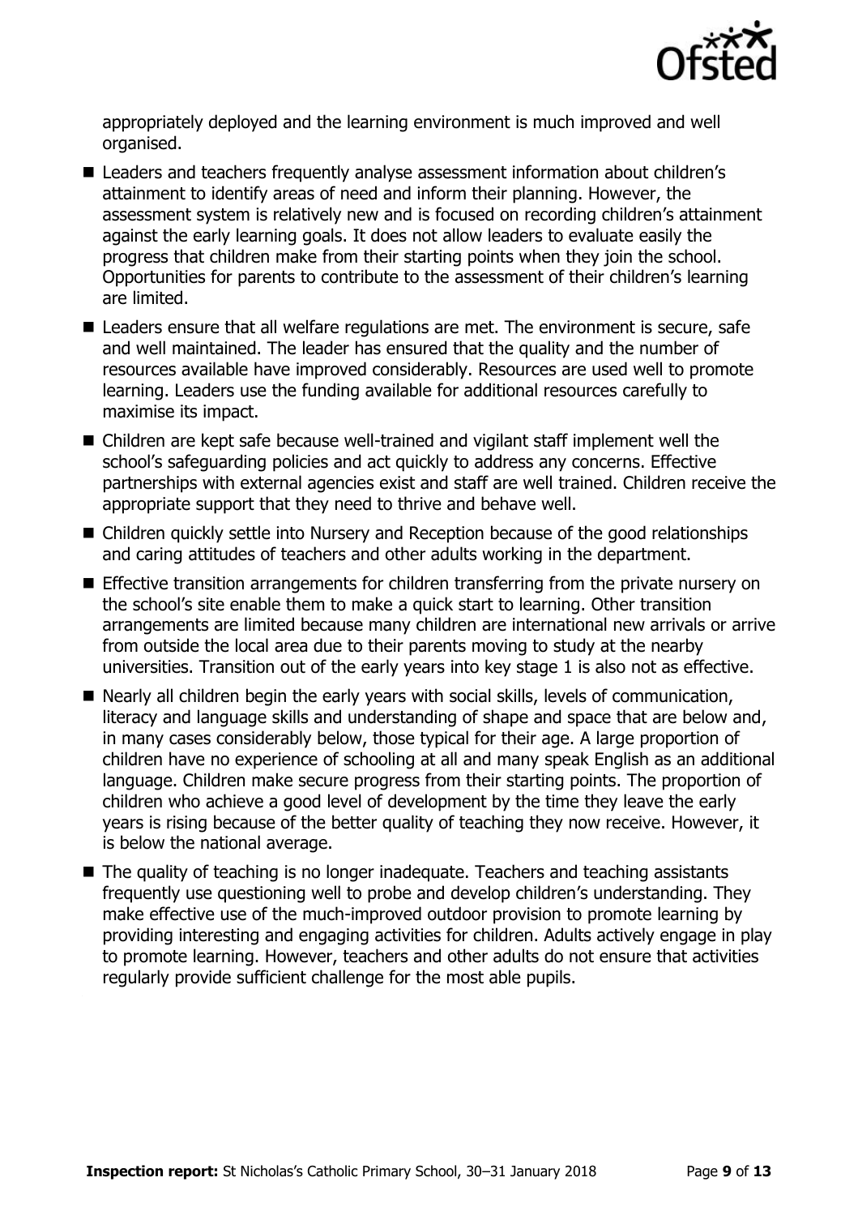appropriately deployed and the learning environment is much improved and well organised.

- Leaders and teachers frequently analyse assessment information about children's attainment to identify areas of need and inform their planning. However, the assessment system is relatively new and is focused on recording children's attainment against the early learning goals. It does not allow leaders to evaluate easily the progress that children make from their starting points when they join the school. Opportunities for parents to contribute to the assessment of their children's learning are limited.
- Leaders ensure that all welfare regulations are met. The environment is secure, safe and well maintained. The leader has ensured that the quality and the number of resources available have improved considerably. Resources are used well to promote learning. Leaders use the funding available for additional resources carefully to maximise its impact.
- Children are kept safe because well-trained and vigilant staff implement well the school's safeguarding policies and act quickly to address any concerns. Effective partnerships with external agencies exist and staff are well trained. Children receive the appropriate support that they need to thrive and behave well.
- Children quickly settle into Nursery and Reception because of the good relationships and caring attitudes of teachers and other adults working in the department.
- Effective transition arrangements for children transferring from the private nursery on the school's site enable them to make a quick start to learning. Other transition arrangements are limited because many children are international new arrivals or arrive from outside the local area due to their parents moving to study at the nearby universities. Transition out of the early years into key stage 1 is also not as effective.
- Nearly all children begin the early years with social skills, levels of communication, literacy and language skills and understanding of shape and space that are below and, in many cases considerably below, those typical for their age. A large proportion of children have no experience of schooling at all and many speak English as an additional language. Children make secure progress from their starting points. The proportion of children who achieve a good level of development by the time they leave the early years is rising because of the better quality of teaching they now receive. However, it is below the national average.
- The quality of teaching is no longer inadequate. Teachers and teaching assistants frequently use questioning well to probe and develop children's understanding. They make effective use of the much-improved outdoor provision to promote learning by providing interesting and engaging activities for children. Adults actively engage in play to promote learning. However, teachers and other adults do not ensure that activities regularly provide sufficient challenge for the most able pupils.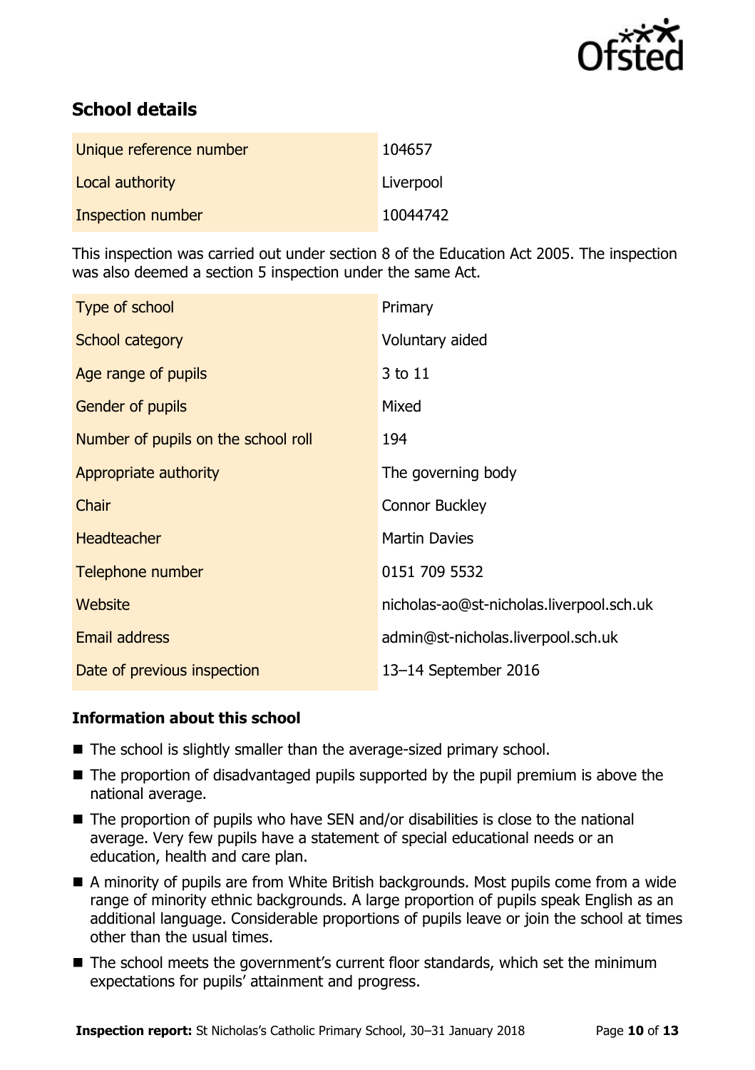## School details

| | |
|---|---|
| Unique reference number | 104657 |
| Local authority | Liverpool |
| Inspection number | 10044742 |

This inspection was carried out under section 8 of the Education Act 2005. The inspection was also deemed a section 5 inspection under the same Act.

| | |
|---|---|
| Type of school | Primary |
| School category | Voluntary aided |
| Age range of pupils | 3 to 11 |
| Gender of pupils | Mixed |
| Number of pupils on the school roll | 194 |
| Appropriate authority | The governing body |
| Chair | Connor Buckley |
| Headteacher | Martin Davies |
| Telephone number | 0151 709 5532 |
| Website | nicholas-ao@st-nicholas.liverpool.sch.uk |
| Email address | admin@st-nicholas.liverpool.sch.uk |
| Date of previous inspection | 13–14 September 2016 |

### Information about this school

- The school is slightly smaller than the average-sized primary school.
- The proportion of disadvantaged pupils supported by the pupil premium is above the national average.
- The proportion of pupils who have SEN and/or disabilities is close to the national average. Very few pupils have a statement of special educational needs or an education, health and care plan.
- A minority of pupils are from White British backgrounds. Most pupils come from a wide range of minority ethnic backgrounds. A large proportion of pupils speak English as an additional language. Considerable proportions of pupils leave or join the school at times other than the usual times.
- The school meets the government's current floor standards, which set the minimum expectations for pupils' attainment and progress.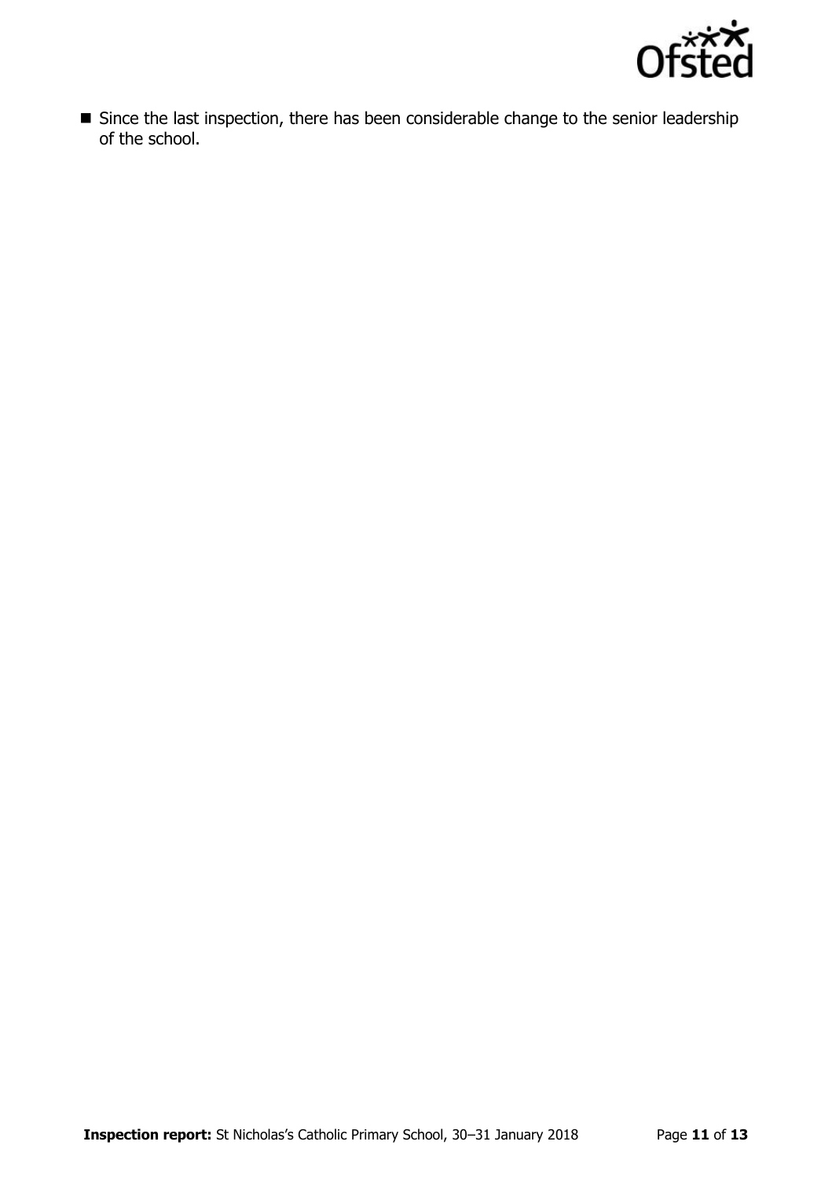- Since the last inspection, there has been considerable change to the senior leadership of the school.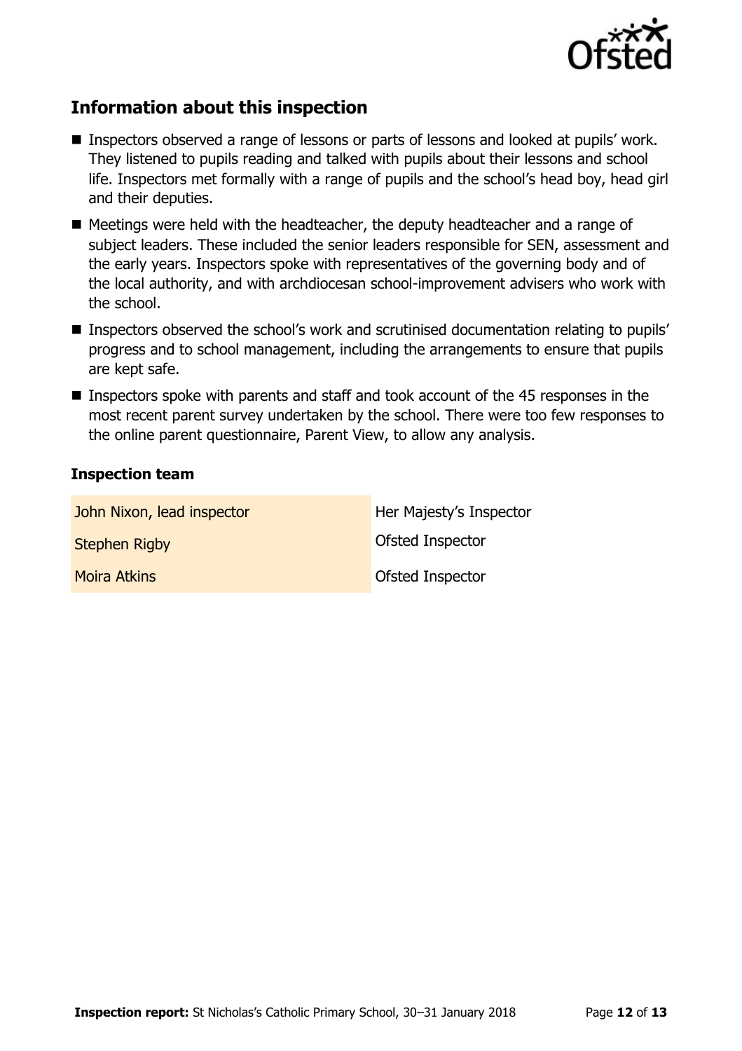## Information about this inspection

- Inspectors observed a range of lessons or parts of lessons and looked at pupils' work. They listened to pupils reading and talked with pupils about their lessons and school life. Inspectors met formally with a range of pupils and the school's head boy, head girl and their deputies.
- Meetings were held with the headteacher, the deputy headteacher and a range of subject leaders. These included the senior leaders responsible for SEN, assessment and the early years. Inspectors spoke with representatives of the governing body and of the local authority, and with archdiocesan school-improvement advisers who work with the school.
- Inspectors observed the school's work and scrutinised documentation relating to pupils' progress and to school management, including the arrangements to ensure that pupils are kept safe.
- Inspectors spoke with parents and staff and took account of the 45 responses in the most recent parent survey undertaken by the school. There were too few responses to the online parent questionnaire, Parent View, to allow any analysis.

### Inspection team

| | |
|---|---|
| John Nixon, lead inspector | Her Majesty's Inspector |
| Stephen Rigby | Ofsted Inspector |
| Moira Atkins | Ofsted Inspector |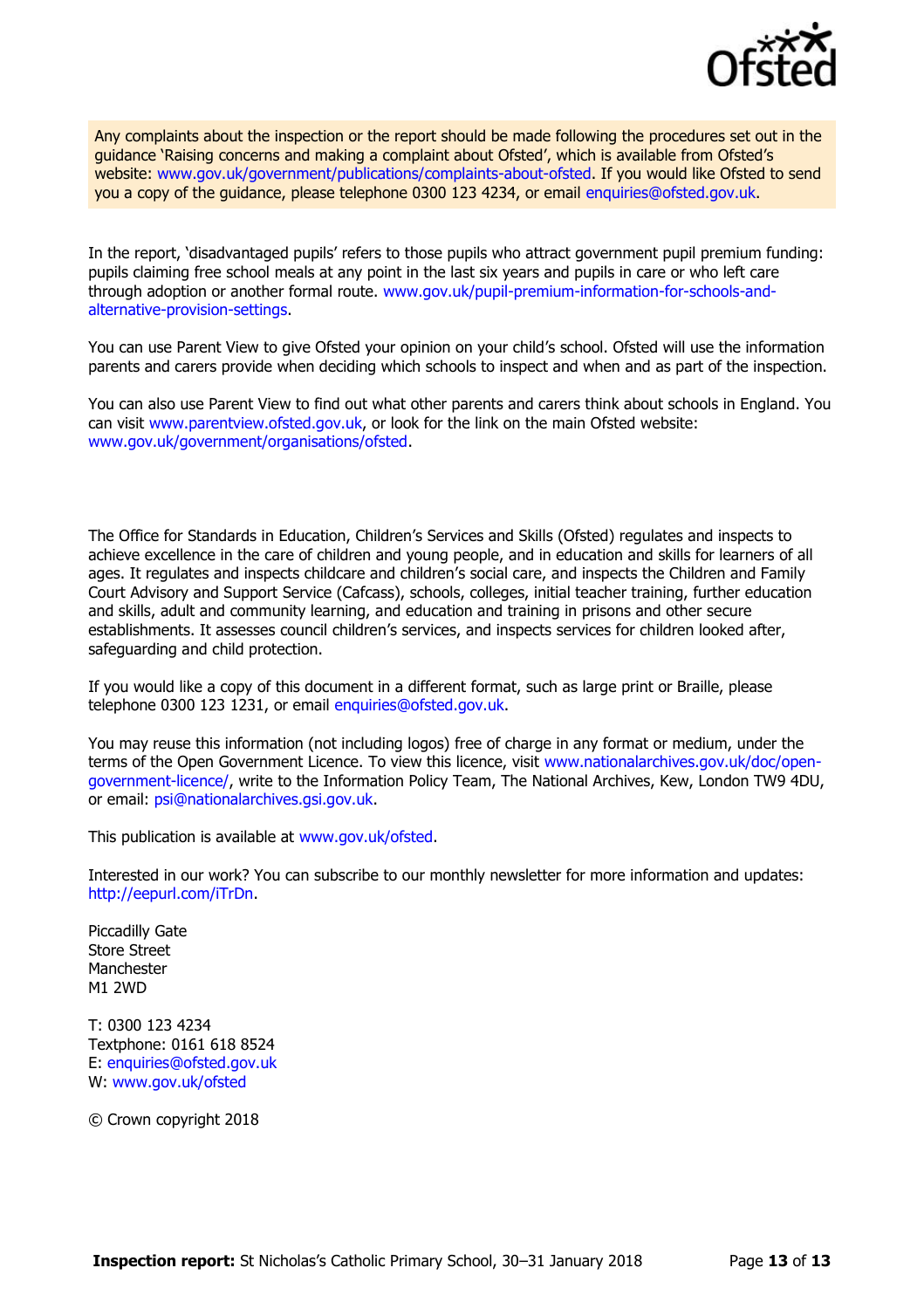Any complaints about the inspection or the report should be made following the procedures set out in the guidance 'Raising concerns and making a complaint about Ofsted', which is available from Ofsted's website: www.gov.uk/government/publications/complaints-about-ofsted. If you would like Ofsted to send you a copy of the guidance, please telephone 0300 123 4234, or email enquiries@ofsted.gov.uk.

In the report, 'disadvantaged pupils' refers to those pupils who attract government pupil premium funding: pupils claiming free school meals at any point in the last six years and pupils in care or who left care through adoption or another formal route. www.gov.uk/pupil-premium-information-for-schools-and-alternative-provision-settings.

You can use Parent View to give Ofsted your opinion on your child's school. Ofsted will use the information parents and carers provide when deciding which schools to inspect and when and as part of the inspection.

You can also use Parent View to find out what other parents and carers think about schools in England. You can visit www.parentview.ofsted.gov.uk, or look for the link on the main Ofsted website: www.gov.uk/government/organisations/ofsted.

The Office for Standards in Education, Children's Services and Skills (Ofsted) regulates and inspects to achieve excellence in the care of children and young people, and in education and skills for learners of all ages. It regulates and inspects childcare and children's social care, and inspects the Children and Family Court Advisory and Support Service (Cafcass), schools, colleges, initial teacher training, further education and skills, adult and community learning, and education and training in prisons and other secure establishments. It assesses council children's services, and inspects services for children looked after, safeguarding and child protection.

If you would like a copy of this document in a different format, such as large print or Braille, please telephone 0300 123 1231, or email enquiries@ofsted.gov.uk.

You may reuse this information (not including logos) free of charge in any format or medium, under the terms of the Open Government Licence. To view this licence, visit www.nationalarchives.gov.uk/doc/open-government-licence/, write to the Information Policy Team, The National Archives, Kew, London TW9 4DU, or email: psi@nationalarchives.gsi.gov.uk.

This publication is available at www.gov.uk/ofsted.

Interested in our work? You can subscribe to our monthly newsletter for more information and updates: http://eepurl.com/iTrDn.

Piccadilly Gate
Store Street
Manchester
M1 2WD

T: 0300 123 4234
Textphone: 0161 618 8524
E: enquiries@ofsted.gov.uk
W: www.gov.uk/ofsted

© Crown copyright 2018